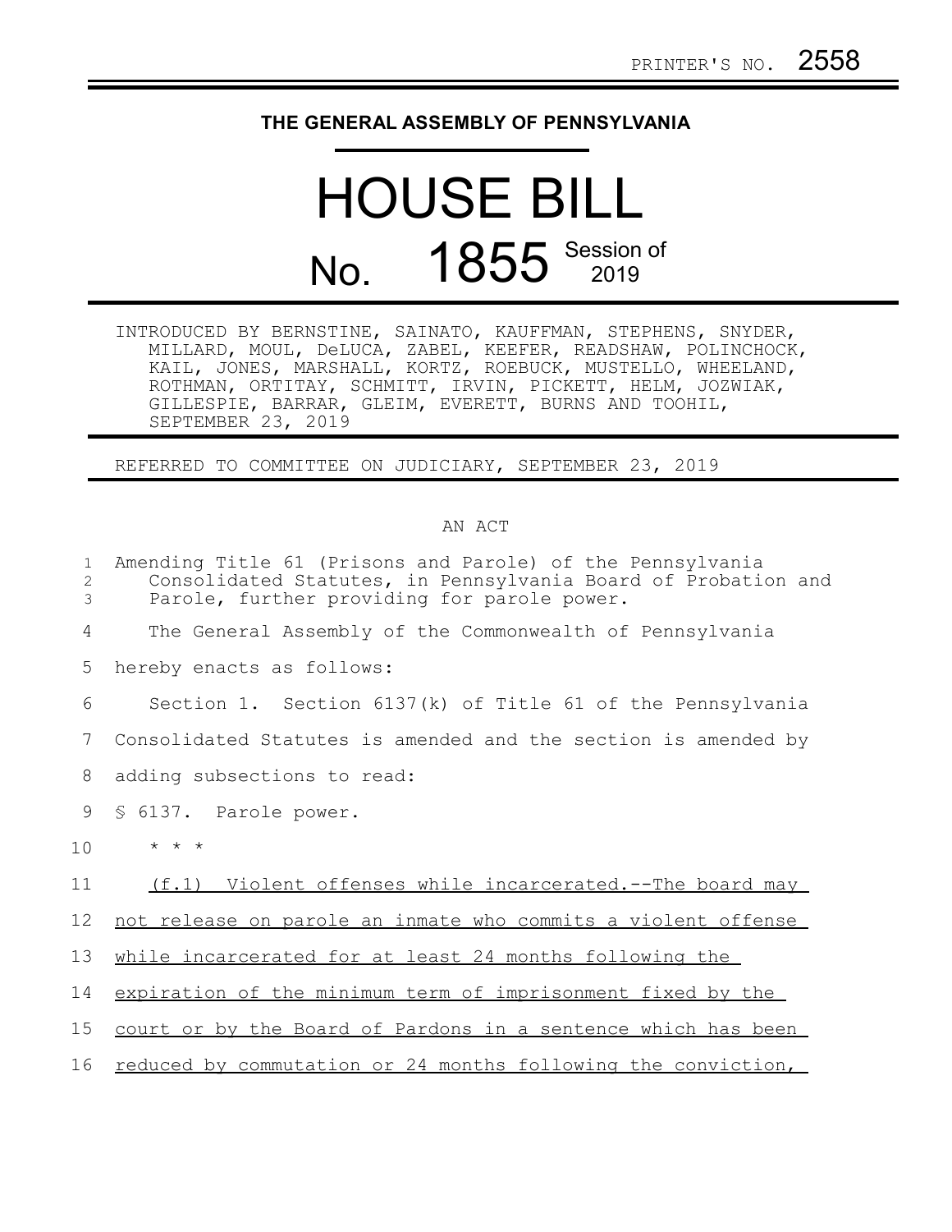PRINTER'S NO. 2558

## THE GENERAL ASSEMBLY OF PENNSYLVANIA

# HOUSE BILL

# No. 1855 Session of 2019

INTRODUCED BY BERNSTINE, SAINATO, KAUFFMAN, STEPHENS, SNYDER, MILLARD, MOUL, DeLUCA, ZABEL, KEEFER, READSHAW, POLINCHOCK, KAIL, JONES, MARSHALL, KORTZ, ROEBUCK, MUSTELLO, WHEELAND, ROTHMAN, ORTITAY, SCHMITT, IRVIN, PICKETT, HELM, JOZWIAK, GILLESPIE, BARRAR, GLEIM, EVERETT, BURNS AND TOOHIL, SEPTEMBER 23, 2019

REFERRED TO COMMITTEE ON JUDICIARY, SEPTEMBER 23, 2019

AN ACT

Amending Title 61 (Prisons and Parole) of the Pennsylvania Consolidated Statutes, in Pennsylvania Board of Probation and Parole, further providing for parole power.

The General Assembly of the Commonwealth of Pennsylvania hereby enacts as follows:

Section 1. Section 6137(k) of Title 61 of the Pennsylvania Consolidated Statutes is amended and the section is amended by adding subsections to read:

§ 6137. Parole power.

\* \* \*

(f.1) Violent offenses while incarcerated.--The board may not release on parole an inmate who commits a violent offense while incarcerated for at least 24 months following the expiration of the minimum term of imprisonment fixed by the court or by the Board of Pardons in a sentence which has been reduced by commutation or 24 months following the conviction,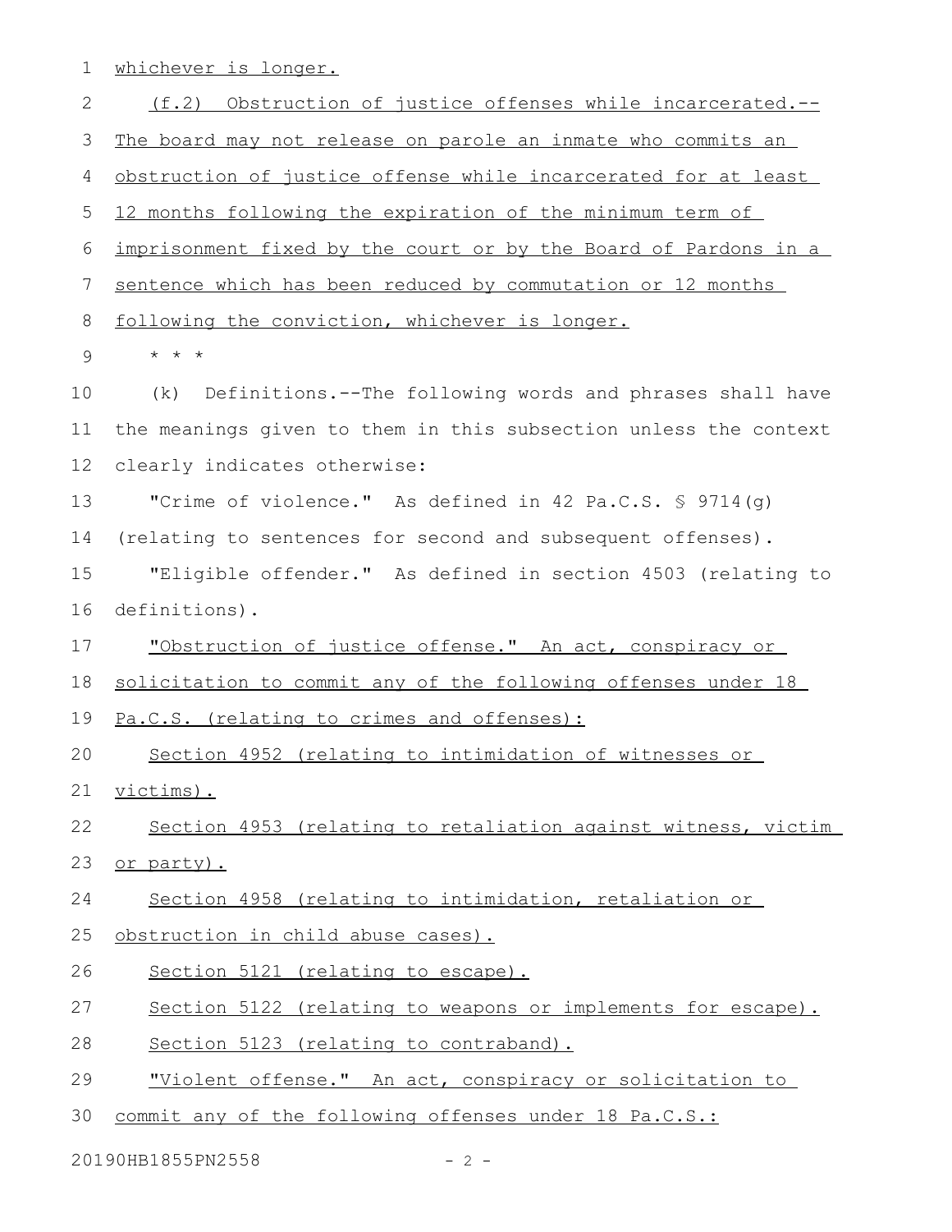whichever is longer.

(f.2) Obstruction of justice offenses while incarcerated.--The board may not release on parole an inmate who commits an obstruction of justice offense while incarcerated for at least 12 months following the expiration of the minimum term of imprisonment fixed by the court or by the Board of Pardons in a sentence which has been reduced by commutation or 12 months following the conviction, whichever is longer.

\* \* \*

(k) Definitions.--The following words and phrases shall have the meanings given to them in this subsection unless the context clearly indicates otherwise:

"Crime of violence." As defined in 42 Pa.C.S. § 9714(g) (relating to sentences for second and subsequent offenses).

"Eligible offender." As defined in section 4503 (relating to definitions).

"Obstruction of justice offense." An act, conspiracy or solicitation to commit any of the following offenses under 18 Pa.C.S. (relating to crimes and offenses):

Section 4952 (relating to intimidation of witnesses or victims).

Section 4953 (relating to retaliation against witness, victim or party).

Section 4958 (relating to intimidation, retaliation or obstruction in child abuse cases).

Section 5121 (relating to escape).

Section 5122 (relating to weapons or implements for escape).

Section 5123 (relating to contraband).

"Violent offense." An act, conspiracy or solicitation to commit any of the following offenses under 18 Pa.C.S.: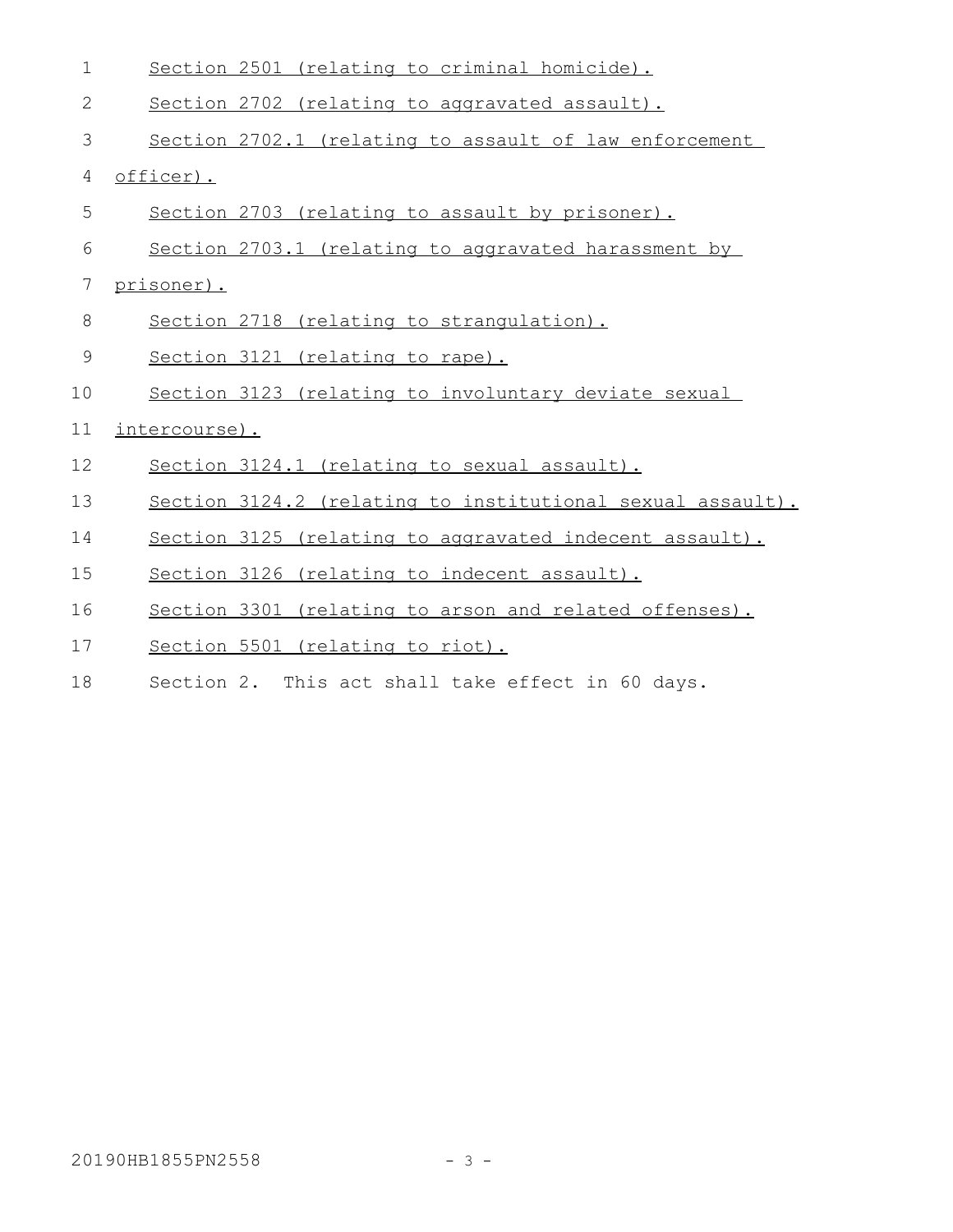Section 2501 (relating to criminal homicide).

Section 2702 (relating to aggravated assault).

Section 2702.1 (relating to assault of law enforcement officer).

Section 2703 (relating to assault by prisoner).

Section 2703.1 (relating to aggravated harassment by prisoner).

Section 2718 (relating to strangulation).

Section 3121 (relating to rape).

Section 3123 (relating to involuntary deviate sexual intercourse).

Section 3124.1 (relating to sexual assault).

Section 3124.2 (relating to institutional sexual assault).

Section 3125 (relating to aggravated indecent assault).

Section 3126 (relating to indecent assault).

Section 3301 (relating to arson and related offenses).

Section 5501 (relating to riot).

Section 2. This act shall take effect in 60 days.